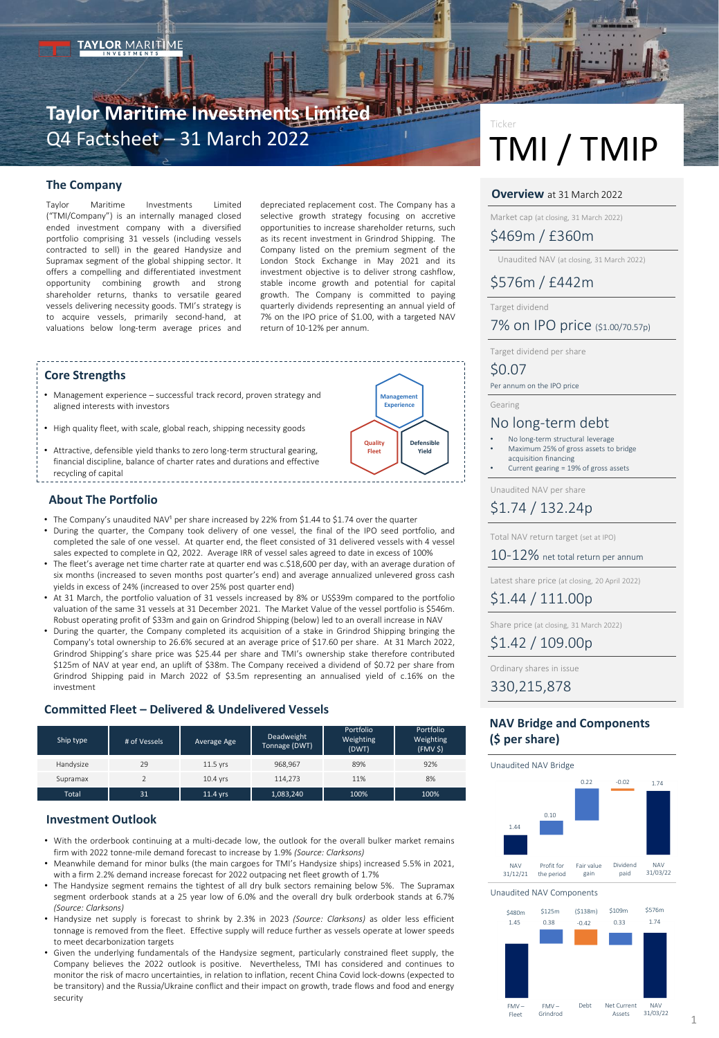# Taylor Maritime Investments Limited

## Q4 Factsheet – 31 March 2022

Ticker

# TMI / TMIP

## The Company

Taylor Maritime Investments Limited ("TMI/Company") is an internally managed closed ended investment company with a diversified portfolio comprising 31 vessels (including vessels contracted to sell) in the geared Handysize and Supramax segment of the global shipping sector. It offers a compelling and differentiated investment opportunity combining growth and strong shareholder returns, thanks to versatile geared vessels delivering necessity goods. TMI's strategy is to acquire vessels, primarily second-hand, at valuations below long-term average prices and depreciated replacement cost. The Company has a selective growth strategy focusing on accretive opportunities to increase shareholder returns, such as its recent investment in Grindrod Shipping. The Company listed on the premium segment of the London Stock Exchange in May 2021 and its investment objective is to deliver strong cashflow, stable income growth and potential for capital growth. The Company is committed to paying quarterly dividends representing an annual yield of 7% on the IPO price of $1.00, with a targeted NAV return of 10-12% per annum.

## Core Strengths

- Management experience – successful track record, proven strategy and aligned interests with investors
- High quality fleet, with scale, global reach, shipping necessity goods
- Attractive, defensible yield thanks to zero long-term structural gearing, financial discipline, balance of charter rates and durations and effective recycling of capital

Management Experience | Quality Fleet | Defensible Yield

## About The Portfolio

- The Company's unaudited NAV[1] per share increased by 22% from $1.44 to $1.74 over the quarter
- During the quarter, the Company took delivery of one vessel, the final of the IPO seed portfolio, and completed the sale of one vessel. At quarter end, the fleet consisted of 31 delivered vessels with 4 vessel sales expected to complete in Q2, 2022. Average IRR of vessel sales agreed to date in excess of 100%
- The fleet's average net time charter rate at quarter end was c.$18,600 per day, with an average duration of six months (increased to seven months post quarter's end) and average annualized unlevered gross cash yields in excess of 24% (increased to over 25% post quarter end)
- At 31 March, the portfolio valuation of 31 vessels increased by 8% or US$39m compared to the portfolio valuation of the same 31 vessels at 31 December 2021. The Market Value of the vessel portfolio is $546m. Robust operating profit of $33m and gain on Grindrod Shipping (below) led to an overall increase in NAV
- During the quarter, the Company completed its acquisition of a stake in Grindrod Shipping bringing the Company's total ownership to 26.6% secured at an average price of $17.60 per share. At 31 March 2022, Grindrod Shipping's share price was $25.44 per share and TMI's ownership stake therefore contributed $125m of NAV at year end, an uplift of $38m. The Company received a dividend of $0.72 per share from Grindrod Shipping paid in March 2022 of $3.5m representing an annualised yield of c.16% on the investment

## Committed Fleet – Delivered & Undelivered Vessels

| Ship type | # of Vessels | Average Age | Deadweight Tonnage (DWT) | Portfolio Weighting (DWT) | Portfolio Weighting (FMV $) |
|---|---|---|---|---|---|
| Handysize | 29 | 11.5 yrs | 968,967 | 89% | 92% |
| Supramax | 2 | 10.4 yrs | 114,273 | 11% | 8% |
| Total | 31 | 11.4 yrs | 1,083,240 | 100% | 100% |

## Investment Outlook

- With the orderbook continuing at a multi-decade low, the outlook for the overall bulker market remains firm with 2022 tonne-mile demand forecast to increase by 1.9% *(Source: Clarksons)*
- Meanwhile demand for minor bulks (the main cargoes for TMI's Handysize ships) increased 5.5% in 2021, with a firm 2.2% demand increase forecast for 2022 outpacing net fleet growth of 1.7%
- The Handysize segment remains the tightest of all dry bulk sectors remaining below 5%. The Supramax segment orderbook stands at a 25 year low of 6.0% and the overall dry bulk orderbook stands at 6.7% *(Source: Clarksons)*
- Handysize net supply is forecast to shrink by 2.3% in 2023 *(Source: Clarksons)* as older less efficient tonnage is removed from the fleet. Effective supply will reduce further as vessels operate at lower speeds to meet decarbonization targets
- Given the underlying fundamentals of the Handysize segment, particularly constrained fleet supply, the Company believes the 2022 outlook is positive. Nevertheless, TMI has considered and continues to monitor the risk of macro uncertainties, in relation to inflation, recent China Covid lock-downs (expected to be transitory) and the Russia/Ukraine conflict and their impact on growth, trade flows and food and energy security

## Overview at 31 March 2022

Market cap (at closing, 31 March 2022)
**$469m / £360m**

Unaudited NAV (at closing, 31 March 2022)
**$576m / £442m**

Target dividend
**7% on IPO price** ($1.00/70.57p)

Target dividend per share
**$0.07**
Per annum on the IPO price

Gearing
**No long-term debt**
- No long-term structural leverage
- Maximum 25% of gross assets to bridge acquisition financing
- Current gearing = 19% of gross assets

Unaudited NAV per share
**$1.74 / 132.24p**

Total NAV return target (set at IPO)
**10-12%** net total return per annum

Latest share price (at closing, 20 April 2022)
**$1.44 / 111.00p**

Share price (at closing, 31 March 2022)
**$1.42 / 109.00p**

Ordinary shares in issue
**330,215,878**

## NAV Bridge and Components ($ per share)

Unaudited NAV Bridge

| NAV 31/12/21 | Profit for the period | Fair value gain | Dividend paid | NAV 31/03/22 |
|---|---|---|---|---|
| 1.44 | 0.10 | 0.22 | -0.02 | 1.74 |

Unaudited NAV Components

| | FMV – Fleet | FMV – Grindrod | Debt | Net Current Assets | NAV 31/03/22 |
|---|---|---|---|---|---|
| $ | $480m | $125m | ($138m) | $109m | $576m |
| Per share | 1.45 | 0.38 | -0.42 | 0.33 | 1.74 |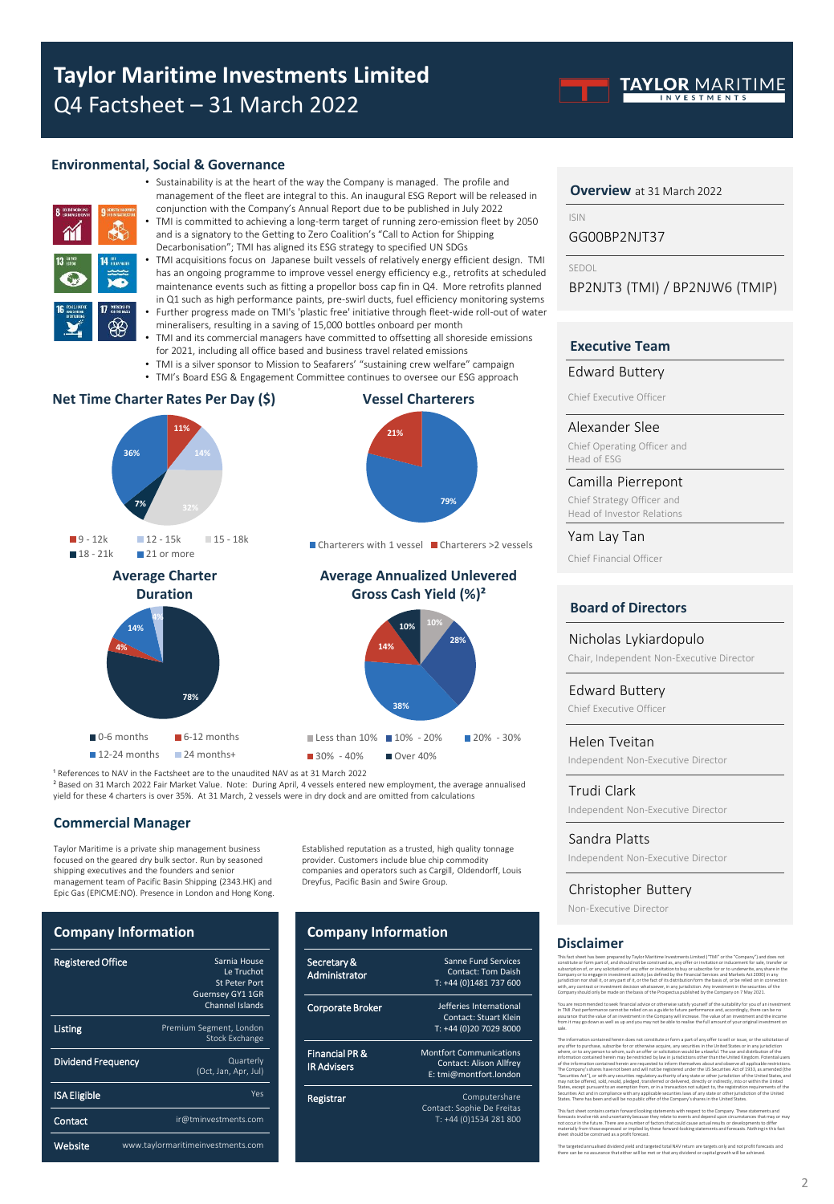# Taylor Maritime Investments Limited

Q4 Factsheet – 31 March 2022

TAYLOR MARITIME INVESTMENTS

## Environmental, Social & Governance

- Sustainability is at the heart of the way the Company is managed. The profile and management of the fleet are integral to this. An inaugural ESG Report will be released in conjunction with the Company's Annual Report due to be published in July 2022
- TMI is committed to achieving a long-term target of running zero-emission fleet by 2050 and is a signatory to the Getting to Zero Coalition's "Call to Action for Shipping Decarbonisation"; TMI has aligned its ESG strategy to specified UN SDGs
- TMI acquisitions focus on Japanese built vessels of relatively energy efficient design. TMI has an ongoing programme to improve vessel energy efficiency e.g., retrofits at scheduled maintenance events such as fitting a propellor boss cap fin in Q4. More retrofits planned in Q1 such as high performance paints, pre-swirl ducts, fuel efficiency monitoring systems
- Further progress made on TMI's 'plastic free' initiative through fleet-wide roll-out of water mineralisers, resulting in a saving of 15,000 bottles onboard per month
- TMI and its commercial managers have committed to offsetting all shoreside emissions for 2021, including all office based and business travel related emissions
- TMI is a silver sponsor to Mission to Seafarers' "sustaining crew welfare" campaign
- TMI's Board ESG & Engagement Committee continues to oversee our ESG approach

### Net Time Charter Rates Per Day ($)

11%
14%
36%
7%
32%

9 - 12k
12 - 15k
15 - 18k
18 - 21k
21 or more

### Vessel Charterers

21%
79%

Charterers with 1 vessel
Charterers >2 vessels

### Average Charter Duration

4%
14%
4%
78%

0-6 months
6-12 months
12-24 months
24 months+

### Average Annualized Unlevered Gross Cash Yield (%)[2]

10%
10%
28%
14%
38%

Less than 10%
10% - 20%
20% - 30%
30% - 40%
Over 40%

[1] References to NAV in the Factsheet are to the unaudited NAV as at 31 March 2022

[2] Based on 31 March 2022 Fair Market Value. Note: During April, 4 vessels entered new employment, the average annualised yield for these 4 charters is over 35%. At 31 March, 2 vessels were in dry dock and are omitted from calculations

## Commercial Manager

Taylor Maritime is a private ship management business focused on the geared dry bulk sector. Run by seasoned shipping executives and the founders and senior management team of Pacific Basin Shipping (2343.HK) and Epic Gas (EPICME:NO). Presence in London and Hong Kong.

Established reputation as a trusted, high quality tonnage provider. Customers include blue chip commodity companies and operators such as Cargill, Oldendorff, Louis Dreyfus, Pacific Basin and Swire Group.

## Company Information

| | |
|---|---|
| Registered Office | Sarnia House, Le Truchot, St Peter Port, Guernsey GY1 1GR, Channel Islands |
| Listing | Premium Segment, London Stock Exchange |
| Dividend Frequency | Quarterly (Oct, Jan, Apr, Jul) |
| ISA Eligible | Yes |
| Contact | ir@tminvestments.com |
| Website | www.taylormaritimeinvestments.com |

## Company Information

| | |
|---|---|
| Secretary & Administrator | Sanne Fund Services, Contact: Tom Daish, T: +44 (0)1481 737 600 |
| Corporate Broker | Jefferies International, Contact: Stuart Klein, T: +44 (0)20 7029 8000 |
| Financial PR & IR Advisers | Montfort Communications, Contact: Alison Allfrey, E: tmi@montfort.london |
| Registrar | Computershare, Contact: Sophie De Freitas, T: +44 (0)1534 281 800 |

## Overview at 31 March 2022

ISIN
GG00BP2NJT37

SEDOL
BP2NJT3 (TMI) / BP2NJW6 (TMIP)

## Executive Team

Edward Buttery
Chief Executive Officer

Alexander Slee
Chief Operating Officer and Head of ESG

Camilla Pierrepont
Chief Strategy Officer and Head of Investor Relations

Yam Lay Tan
Chief Financial Officer

## Board of Directors

Nicholas Lykiardopulo
Chair, Independent Non-Executive Director

Edward Buttery
Chief Executive Officer

Helen Tveitan
Independent Non-Executive Director

Trudi Clark
Independent Non-Executive Director

Sandra Platts
Independent Non-Executive Director

Christopher Buttery
Non-Executive Director

## Disclaimer

This fact sheet has been prepared by Taylor Maritime Investments Limited ("TMI" or the "Company") and does not constitute or form part of, and should not be construed as, any offer or invitation or inducement for sale, transfer or subscription of, or any solicitation of any offer or invitation to buy or subscribe for or to underwrite, any share in the Company or to engage in investment activity (as defined by the Financial Services and Markets Act 2000) in any jurisdiction nor shall it, or any part of it, or the fact of its distribution form the basis of, or be relied on in connection with, any contract or investment decision whatsoever, in any jurisdiction. Any investment in the securities of the Company should only be made on the basis of the Prospectus published by the Company on 7 May 2021.

You are recommended to seek financial advice or otherwise satisfy yourself of the suitability for you of an investment in TMI. Past performance cannot be relied on as a guide to future performance and, accordingly, there can be no assurance that the value of an investment in the Company will increase. The value of an investment and the income from it may go down as well as up and you may not be able to realise the full amount of your original investment on sale.

The information contained herein does not constitute or form a part of any offer to sell or issue, or the solicitation of any offer to purchase, subscribe for or otherwise acquire, any securities in the United States or in any jurisdiction where, or to any person to whom, such an offer or solicitation would be unlawful. The use and distribution of the information contained herein may be restricted by law in jurisdictions other than the United Kingdom. Potential users of the information contained herein are requested to inform themselves about and observe all applicable restrictions. The Company's shares have not been and will not be registered under the US Securities Act of 1933, as amended (the "Securities Act"), or with any securities regulatory authority of any state or other jurisdiction of the United States, and may not be offered, sold, resold, pledged, transferred or delivered, directly or indirectly, into or within the United States, except pursuant to an exemption from, or in a transaction not subject to, the registration requirements of the Securities Act and in compliance with any applicable securities laws of any state or other jurisdiction of the United States. There has been and will be no public offer of the Company's shares in the United States.

This fact sheet contains certain forward looking statements with respect to the Company. These statements and forecasts involve risk and uncertainty because they relate to events and depend upon circumstances that may or may not occur in the future. There are a number of factors that could cause actual results or developments to differ materially from those expressed or implied by these forward-looking statements and forecasts. Nothing in this fact sheet should be construed as a profit forecast.

The targeted annualised dividend yield and targeted total NAV return are targets only and not profit forecasts and there can be no assurance that either will be met or that any dividend or capital growth will be achieved.